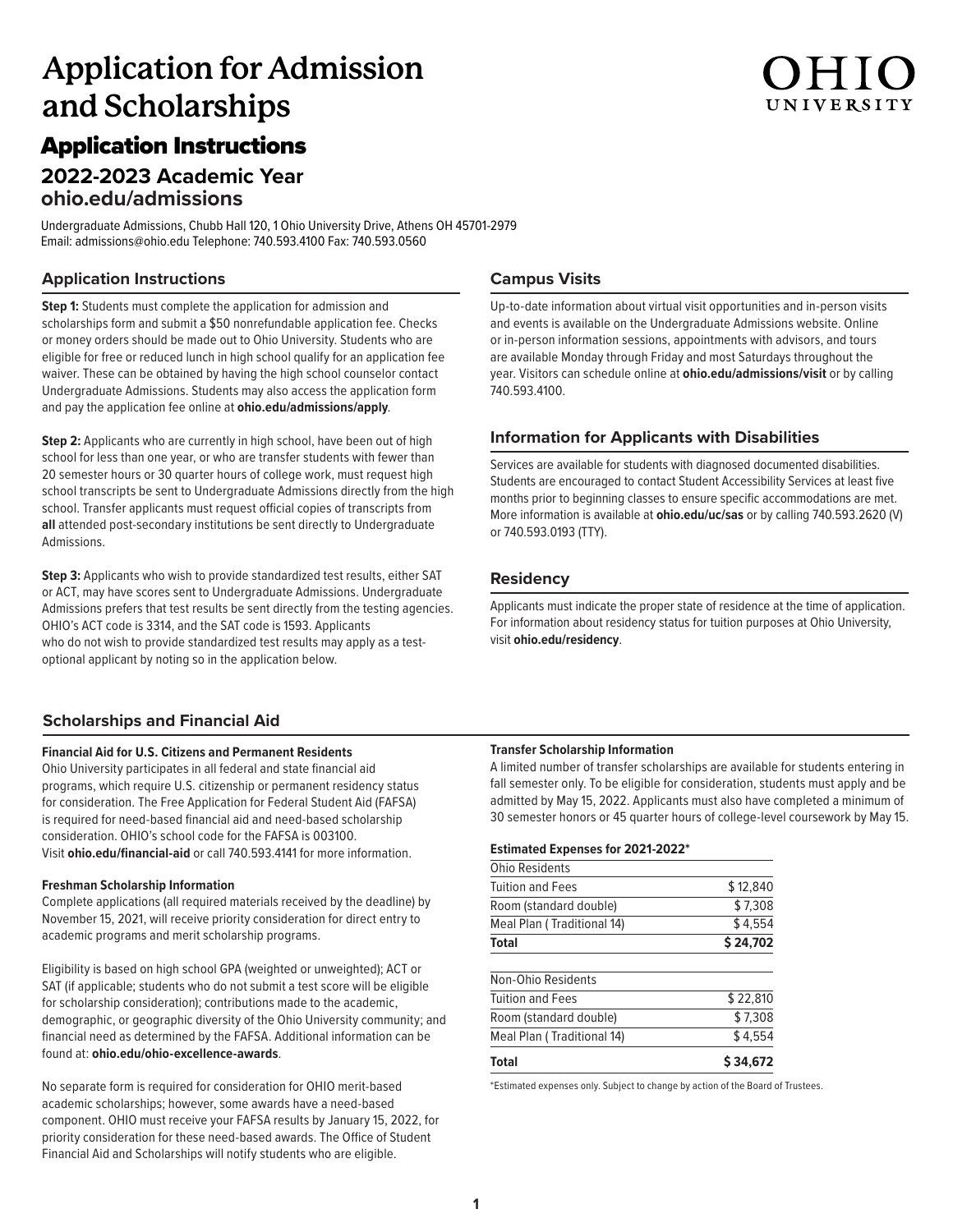# Application for Admission and Scholarships

OHIO UNIVERSITY

## Application Instructions

### 2022-2023 Academic Year
### ohio.edu/admissions

Undergraduate Admissions, Chubb Hall 120, 1 Ohio University Drive, Athens OH 45701-2979
Email: admissions@ohio.edu Telephone: 740.593.4100 Fax: 740.593.0560

### Application Instructions

**Step 1:** Students must complete the application for admission and scholarships form and submit a $50 nonrefundable application fee. Checks or money orders should be made out to Ohio University. Students who are eligible for free or reduced lunch in high school qualify for an application fee waiver. These can be obtained by having the high school counselor contact Undergraduate Admissions. Students may also access the application form and pay the application fee online at **ohio.edu/admissions/apply**.

**Step 2:** Applicants who are currently in high school, have been out of high school for less than one year, or who are transfer students with fewer than 20 semester hours or 30 quarter hours of college work, must request high school transcripts be sent to Undergraduate Admissions directly from the high school. Transfer applicants must request official copies of transcripts from **all** attended post-secondary institutions be sent directly to Undergraduate Admissions.

**Step 3:** Applicants who wish to provide standardized test results, either SAT or ACT, may have scores sent to Undergraduate Admissions. Undergraduate Admissions prefers that test results be sent directly from the testing agencies. OHIO's ACT code is 3314, and the SAT code is 1593. Applicants who do not wish to provide standardized test results may apply as a test-optional applicant by noting so in the application below.

### Campus Visits

Up-to-date information about virtual visit opportunities and in-person visits and events is available on the Undergraduate Admissions website. Online or in-person information sessions, appointments with advisors, and tours are available Monday through Friday and most Saturdays throughout the year. Visitors can schedule online at **ohio.edu/admissions/visit** or by calling 740.593.4100.

### Information for Applicants with Disabilities

Services are available for students with diagnosed documented disabilities. Students are encouraged to contact Student Accessibility Services at least five months prior to beginning classes to ensure specific accommodations are met. More information is available at **ohio.edu/uc/sas** or by calling 740.593.2620 (V) or 740.593.0193 (TTY).

### Residency

Applicants must indicate the proper state of residence at the time of application. For information about residency status for tuition purposes at Ohio University, visit **ohio.edu/residency**.

### Scholarships and Financial Aid

**Financial Aid for U.S. Citizens and Permanent Residents**

Ohio University participates in all federal and state financial aid programs, which require U.S. citizenship or permanent residency status for consideration. The Free Application for Federal Student Aid (FAFSA) is required for need-based financial aid and need-based scholarship consideration. OHIO's school code for the FAFSA is 003100. Visit **ohio.edu/financial-aid** or call 740.593.4141 for more information.

**Freshman Scholarship Information**

Complete applications (all required materials received by the deadline) by November 15, 2021, will receive priority consideration for direct entry to academic programs and merit scholarship programs.

Eligibility is based on high school GPA (weighted or unweighted); ACT or SAT (if applicable; students who do not submit a test score will be eligible for scholarship consideration); contributions made to the academic, demographic, or geographic diversity of the Ohio University community; and financial need as determined by the FAFSA. Additional information can be found at: **ohio.edu/ohio-excellence-awards**.

No separate form is required for consideration for OHIO merit-based academic scholarships; however, some awards have a need-based component. OHIO must receive your FAFSA results by January 15, 2022, for priority consideration for these need-based awards. The Office of Student Financial Aid and Scholarships will notify students who are eligible.

**Transfer Scholarship Information**

A limited number of transfer scholarships are available for students entering in fall semester only. To be eligible for consideration, students must apply and be admitted by May 15, 2022. Applicants must also have completed a minimum of 30 semester honors or 45 quarter hours of college-level coursework by May 15.

**Estimated Expenses for 2021-2022***

| Ohio Residents | |
|---|---|
| Tuition and Fees | $ 12,840 |
| Room (standard double) | $ 7,308 |
| Meal Plan ( Traditional 14) | $ 4,554 |
| **Total** | **$ 24,702** |

| Non-Ohio Residents | |
|---|---|
| Tuition and Fees | $ 22,810 |
| Room (standard double) | $ 7,308 |
| Meal Plan ( Traditional 14) | $ 4,554 |
| **Total** | **$ 34,672** |

*Estimated expenses only. Subject to change by action of the Board of Trustees.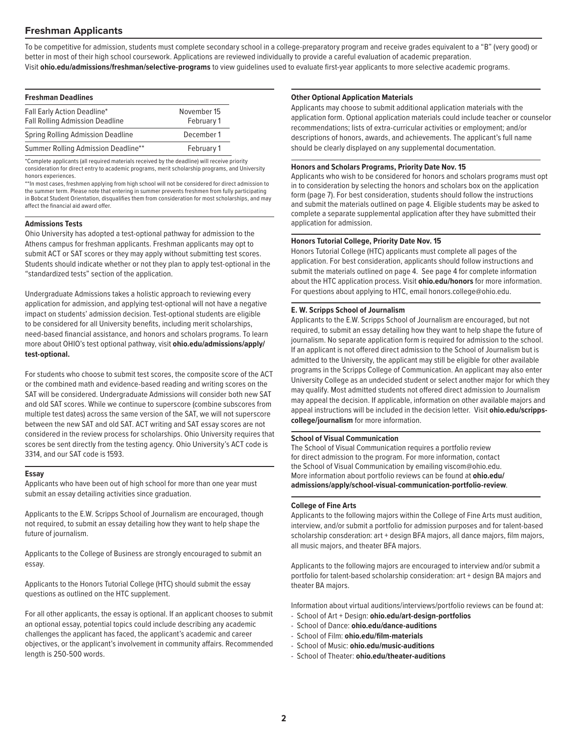## Freshman Applicants

To be competitive for admission, students must complete secondary school in a college-preparatory program and receive grades equivalent to a "B" (very good) or better in most of their high school coursework. Applications are reviewed individually to provide a careful evaluation of academic preparation. Visit **ohio.edu/admissions/freshman/selective-programs** to view guidelines used to evaluate first-year applicants to more selective academic programs.

| Freshman Deadlines | |
|---|---|
| Fall Early Action Deadline*<br>Fall Rolling Admission Deadline | November 15<br>February 1 |
| Spring Rolling Admission Deadline | December 1 |
| Summer Rolling Admission Deadline** | February 1 |

*Complete applicants (all required materials received by the deadline) will receive priority consideration for direct entry to academic programs, merit scholarship programs, and University honors experiences.

**In most cases, freshmen applying from high school will not be considered for direct admission to the summer term. Please note that entering in summer prevents freshmen from fully participating in Bobcat Student Orientation, disqualifies them from consideration for most scholarships, and may affect the financial aid award offer.

#### Admissions Tests

Ohio University has adopted a test-optional pathway for admission to the Athens campus for freshman applicants. Freshman applicants may opt to submit ACT or SAT scores or they may apply without submitting test scores. Students should indicate whether or not they plan to apply test-optional in the "standardized tests" section of the application.

Undergraduate Admissions takes a holistic approach to reviewing every application for admission, and applying test-optional will not have a negative impact on students' admission decision. Test-optional students are eligible to be considered for all University benefits, including merit scholarships, need-based financial assistance, and honors and scholars programs. To learn more about OHIO's test optional pathway, visit **ohio.edu/admissions/apply/test-optional.**

For students who choose to submit test scores, the composite score of the ACT or the combined math and evidence-based reading and writing scores on the SAT will be considered. Undergraduate Admissions will consider both new SAT and old SAT scores. While we continue to superscore (combine subscores from multiple test dates) across the same version of the SAT, we will not superscore between the new SAT and old SAT. ACT writing and SAT essay scores are not considered in the review process for scholarships. Ohio University requires that scores be sent directly from the testing agency. Ohio University's ACT code is 3314, and our SAT code is 1593.

#### Essay

Applicants who have been out of high school for more than one year must submit an essay detailing activities since graduation.

Applicants to the E.W. Scripps School of Journalism are encouraged, though not required, to submit an essay detailing how they want to help shape the future of journalism.

Applicants to the College of Business are strongly encouraged to submit an essay.

Applicants to the Honors Tutorial College (HTC) should submit the essay questions as outlined on the HTC supplement.

For all other applicants, the essay is optional. If an applicant chooses to submit an optional essay, potential topics could include describing any academic challenges the applicant has faced, the applicant's academic and career objectives, or the applicant's involvement in community affairs. Recommended length is 250-500 words.

#### Other Optional Application Materials

Applicants may choose to submit additional application materials with the application form. Optional application materials could include teacher or counselor recommendations; lists of extra-curricular activities or employment; and/or descriptions of honors, awards, and achievements. The applicant's full name should be clearly displayed on any supplemental documentation.

#### Honors and Scholars Programs, Priority Date Nov. 15

Applicants who wish to be considered for honors and scholars programs must opt in to consideration by selecting the honors and scholars box on the application form (page 7). For best consideration, students should follow the instructions and submit the materials outlined on page 4. Eligible students may be asked to complete a separate supplemental application after they have submitted their application for admission.

#### Honors Tutorial College, Priority Date Nov. 15

Honors Tutorial College (HTC) applicants must complete all pages of the application. For best consideration, applicants should follow instructions and submit the materials outlined on page 4. See page 4 for complete information about the HTC application process. Visit **ohio.edu/honors** for more information. For questions about applying to HTC, email honors.college@ohio.edu.

#### E. W. Scripps School of Journalism

Applicants to the E.W. Scripps School of Journalism are encouraged, but not required, to submit an essay detailing how they want to help shape the future of journalism. No separate application form is required for admission to the school. If an applicant is not offered direct admission to the School of Journalism but is admitted to the University, the applicant may still be eligible for other available programs in the Scripps College of Communication. An applicant may also enter University College as an undecided student or select another major for which they may qualify. Most admitted students not offered direct admission to Journalism may appeal the decision. If applicable, information on other available majors and appeal instructions will be included in the decision letter. Visit **ohio.edu/scripps-college/journalism** for more information.

#### School of Visual Communication

The School of Visual Communication requires a portfolio review for direct admission to the program. For more information, contact the School of Visual Communication by emailing viscom@ohio.edu. More information about portfolio reviews can be found at **ohio.edu/admissions/apply/school-visual-communication-portfolio-review**.

#### College of Fine Arts

Applicants to the following majors within the College of Fine Arts must audition, interview, and/or submit a portfolio for admission purposes and for talent-based scholarship consderation: art + design BFA majors, all dance majors, film majors, all music majors, and theater BFA majors.

Applicants to the following majors are encouraged to interview and/or submit a portfolio for talent-based scholarship consideration: art + design BA majors and theater BA majors.

Information about virtual auditions/interviews/portfolio reviews can be found at:

- School of Art + Design: **ohio.edu/art-design-portfolios**
- School of Dance: **ohio.edu/dance-auditions**
- School of Film: **ohio.edu/film-materials**
- School of Music: **ohio.edu/music-auditions**
- School of Theater: **ohio.edu/theater-auditions**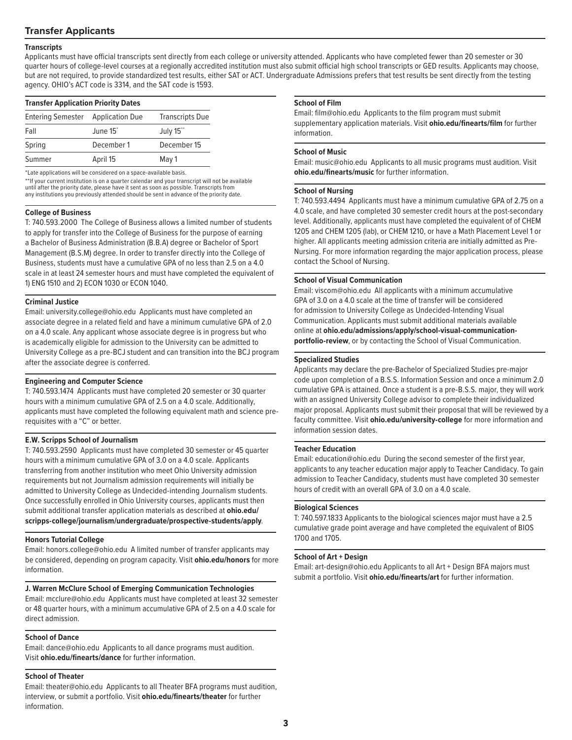## Transfer Applicants

### Transcripts

Applicants must have official transcripts sent directly from each college or university attended. Applicants who have completed fewer than 20 semester or 30 quarter hours of college-level courses at a regionally accredited institution must also submit official high school transcripts or GED results. Applicants may choose, but are not required, to provide standardized test results, either SAT or ACT. Undergraduate Admissions prefers that test results be sent directly from the testing agency. OHIO's ACT code is 3314, and the SAT code is 1593.

### Transfer Application Priority Dates

| Entering Semester | Application Due | Transcripts Due |
|---|---|---|
| Fall | June 15* | July 15** |
| Spring | December 1 | December 15 |
| Summer | April 15 | May 1 |

*Late applications will be considered on a space-available basis.

**If your current institution is on a quarter calendar and your transcript will not be available until after the priority date, please have it sent as soon as possible. Transcripts from any institutions you previously attended should be sent in advance of the priority date.

### College of Business

T: 740.593.2000 The College of Business allows a limited number of students to apply for transfer into the College of Business for the purpose of earning a Bachelor of Business Administration (B.B.A) degree or Bachelor of Sport Management (B.S.M) degree. In order to transfer directly into the College of Business, students must have a cumulative GPA of no less than 2.5 on a 4.0 scale in at least 24 semester hours and must have completed the equivalent of 1) ENG 1510 and 2) ECON 1030 or ECON 1040.

### Criminal Justice

Email: university.college@ohio.edu Applicants must have completed an associate degree in a related field and have a minimum cumulative GPA of 2.0 on a 4.0 scale. Any applicant whose associate degree is in progress but who is academically eligible for admission to the University can be admitted to University College as a pre-BCJ student and can transition into the BCJ program after the associate degree is conferred.

### Engineering and Computer Science

T: 740.593.1474 Applicants must have completed 20 semester or 30 quarter hours with a minimum cumulative GPA of 2.5 on a 4.0 scale. Additionally, applicants must have completed the following equivalent math and science pre-requisites with a "C" or better.

### E.W. Scripps School of Journalism

T: 740.593.2590 Applicants must have completed 30 semester or 45 quarter hours with a minimum cumulative GPA of 3.0 on a 4.0 scale. Applicants transferring from another institution who meet Ohio University admission requirements but not Journalism admission requirements will initially be admitted to University College as Undecided-intending Journalism students. Once successfully enrolled in Ohio University courses, applicants must then submit additional transfer application materials as described at **ohio.edu/scripps-college/journalism/undergraduate/prospective-students/apply**.

### Honors Tutorial College

Email: honors.college@ohio.edu A limited number of transfer applicants may be considered, depending on program capacity. Visit **ohio.edu/honors** for more information.

### J. Warren McClure School of Emerging Communication Technologies

Email: mcclure@ohio.edu Applicants must have completed at least 32 semester or 48 quarter hours, with a minimum accumulative GPA of 2.5 on a 4.0 scale for direct admission.

### School of Dance

Email: dance@ohio.edu Applicants to all dance programs must audition. Visit **ohio.edu/finearts/dance** for further information.

### School of Theater

Email: theater@ohio.edu Applicants to all Theater BFA programs must audition, interview, or submit a portfolio. Visit **ohio.edu/finearts/theater** for further information.

### School of Film

Email: film@ohio.edu Applicants to the film program must submit supplementary application materials. Visit **ohio.edu/finearts/film** for further information.

### School of Music

Email: music@ohio.edu Applicants to all music programs must audition. Visit **ohio.edu/finearts/music** for further information.

### School of Nursing

T: 740.593.4494 Applicants must have a minimum cumulative GPA of 2.75 on a 4.0 scale, and have completed 30 semester credit hours at the post-secondary level. Additionally, applicants must have completed the equivalent of of CHEM 1205 and CHEM 1205 (lab), or CHEM 1210, or have a Math Placement Level 1 or higher. All applicants meeting admission criteria are initially admitted as Pre-Nursing. For more information regarding the major application process, please contact the School of Nursing.

### School of Visual Communication

Email: viscom@ohio.edu All applicants with a minimum accumulative GPA of 3.0 on a 4.0 scale at the time of transfer will be considered for admission to University College as Undecided-Intending Visual Communication. Applicants must submit additional materials available online at **ohio.edu/admissions/apply/school-visual-communication-portfolio-review**, or by contacting the School of Visual Communication.

### Specialized Studies

Applicants may declare the pre-Bachelor of Specialized Studies pre-major code upon completion of a B.S.S. Information Session and once a minimum 2.0 cumulative GPA is attained. Once a student is a pre-B.S.S. major, they will work with an assigned University College advisor to complete their individualized major proposal. Applicants must submit their proposal that will be reviewed by a faculty committee. Visit **ohio.edu/university-college** for more information and information session dates.

### Teacher Education

Email: education@ohio.edu During the second semester of the first year, applicants to any teacher education major apply to Teacher Candidacy. To gain admission to Teacher Candidacy, students must have completed 30 semester hours of credit with an overall GPA of 3.0 on a 4.0 scale.

### Biological Sciences

T: 740.597.1833 Applicants to the biological sciences major must have a 2.5 cumulative grade point average and have completed the equivalent of BIOS 1700 and 1705.

### School of Art + Design

Email: art-design@ohio.edu Applicants to all Art + Design BFA majors must submit a portfolio. Visit **ohio.edu/finearts/art** for further information.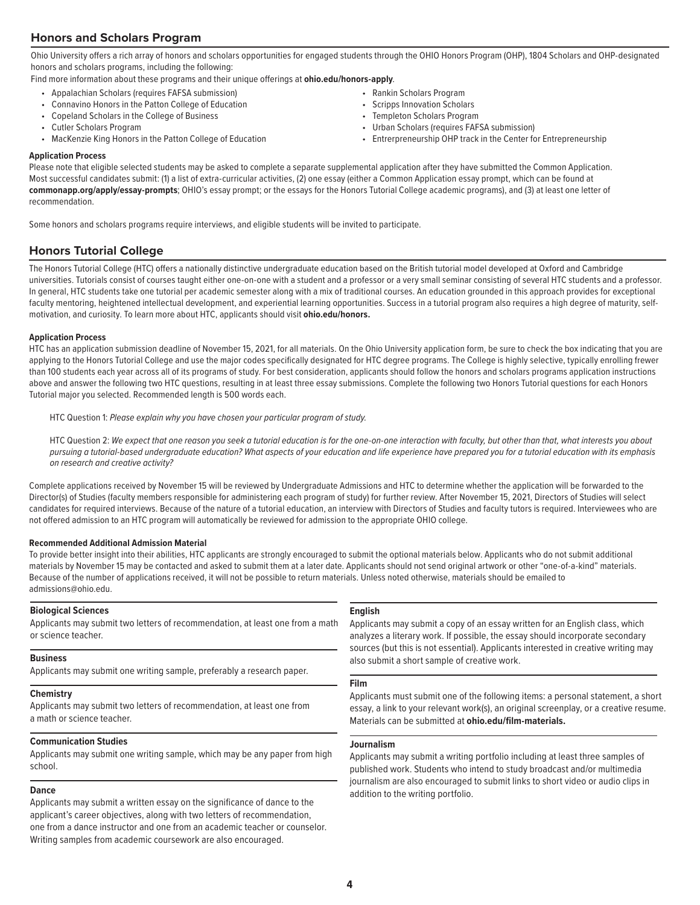## Honors and Scholars Program

Ohio University offers a rich array of honors and scholars opportunities for engaged students through the OHIO Honors Program (OHP), 1804 Scholars and OHP-designated honors and scholars programs, including the following:

Find more information about these programs and their unique offerings at **ohio.edu/honors-apply**.

- Appalachian Scholars (requires FAFSA submission)
- Connavino Honors in the Patton College of Education
- Copeland Scholars in the College of Business
- Cutler Scholars Program
- MacKenzie King Honors in the Patton College of Education
- Rankin Scholars Program
- Scripps Innovation Scholars
- Templeton Scholars Program
- Urban Scholars (requires FAFSA submission)
- Entrerpreneurship OHP track in the Center for Entrepreneurship

#### Application Process

Please note that eligible selected students may be asked to complete a separate supplemental application after they have submitted the Common Application. Most successful candidates submit: (1) a list of extra-curricular activities, (2) one essay (either a Common Application essay prompt, which can be found at **commonapp.org/apply/essay-prompts**; OHIO's essay prompt; or the essays for the Honors Tutorial College academic programs), and (3) at least one letter of recommendation.

Some honors and scholars programs require interviews, and eligible students will be invited to participate.

## Honors Tutorial College

The Honors Tutorial College (HTC) offers a nationally distinctive undergraduate education based on the British tutorial model developed at Oxford and Cambridge universities. Tutorials consist of courses taught either one-on-one with a student and a professor or a very small seminar consisting of several HTC students and a professor. In general, HTC students take one tutorial per academic semester along with a mix of traditional courses. An education grounded in this approach provides for exceptional faculty mentoring, heightened intellectual development, and experiential learning opportunities. Success in a tutorial program also requires a high degree of maturity, self-motivation, and curiosity. To learn more about HTC, applicants should visit **ohio.edu/honors.**

#### Application Process

HTC has an application submission deadline of November 15, 2021, for all materials. On the Ohio University application form, be sure to check the box indicating that you are applying to the Honors Tutorial College and use the major codes specifically designated for HTC degree programs. The College is highly selective, typically enrolling fewer than 100 students each year across all of its programs of study. For best consideration, applicants should follow the honors and scholars programs application instructions above and answer the following two HTC questions, resulting in at least three essay submissions. Complete the following two Honors Tutorial questions for each Honors Tutorial major you selected. Recommended length is 500 words each.

HTC Question 1: *Please explain why you have chosen your particular program of study.*

HTC Question 2: *We expect that one reason you seek a tutorial education is for the one-on-one interaction with faculty, but other than that, what interests you about pursuing a tutorial-based undergraduate education? What aspects of your education and life experience have prepared you for a tutorial education with its emphasis on research and creative activity?*

Complete applications received by November 15 will be reviewed by Undergraduate Admissions and HTC to determine whether the application will be forwarded to the Director(s) of Studies (faculty members responsible for administering each program of study) for further review. After November 15, 2021, Directors of Studies will select candidates for required interviews. Because of the nature of a tutorial education, an interview with Directors of Studies and faculty tutors is required. Interviewees who are not offered admission to an HTC program will automatically be reviewed for admission to the appropriate OHIO college.

#### Recommended Additional Admission Material

To provide better insight into their abilities, HTC applicants are strongly encouraged to submit the optional materials below. Applicants who do not submit additional materials by November 15 may be contacted and asked to submit them at a later date. Applicants should not send original artwork or other "one-of-a-kind" materials. Because of the number of applications received, it will not be possible to return materials. Unless noted otherwise, materials should be emailed to admissions@ohio.edu.

#### Biological Sciences

Applicants may submit two letters of recommendation, at least one from a math or science teacher.

#### Business

Applicants may submit one writing sample, preferably a research paper.

#### Chemistry

Applicants may submit two letters of recommendation, at least one from a math or science teacher.

#### Communication Studies

Applicants may submit one writing sample, which may be any paper from high school.

#### Dance

Applicants may submit a written essay on the significance of dance to the applicant's career objectives, along with two letters of recommendation, one from a dance instructor and one from an academic teacher or counselor. Writing samples from academic coursework are also encouraged.

#### English

Applicants may submit a copy of an essay written for an English class, which analyzes a literary work. If possible, the essay should incorporate secondary sources (but this is not essential). Applicants interested in creative writing may also submit a short sample of creative work.

#### Film

Applicants must submit one of the following items: a personal statement, a short essay, a link to your relevant work(s), an original screenplay, or a creative resume. Materials can be submitted at **ohio.edu/film-materials.**

#### Journalism

Applicants may submit a writing portfolio including at least three samples of published work. Students who intend to study broadcast and/or multimedia journalism are also encouraged to submit links to short video or audio clips in addition to the writing portfolio.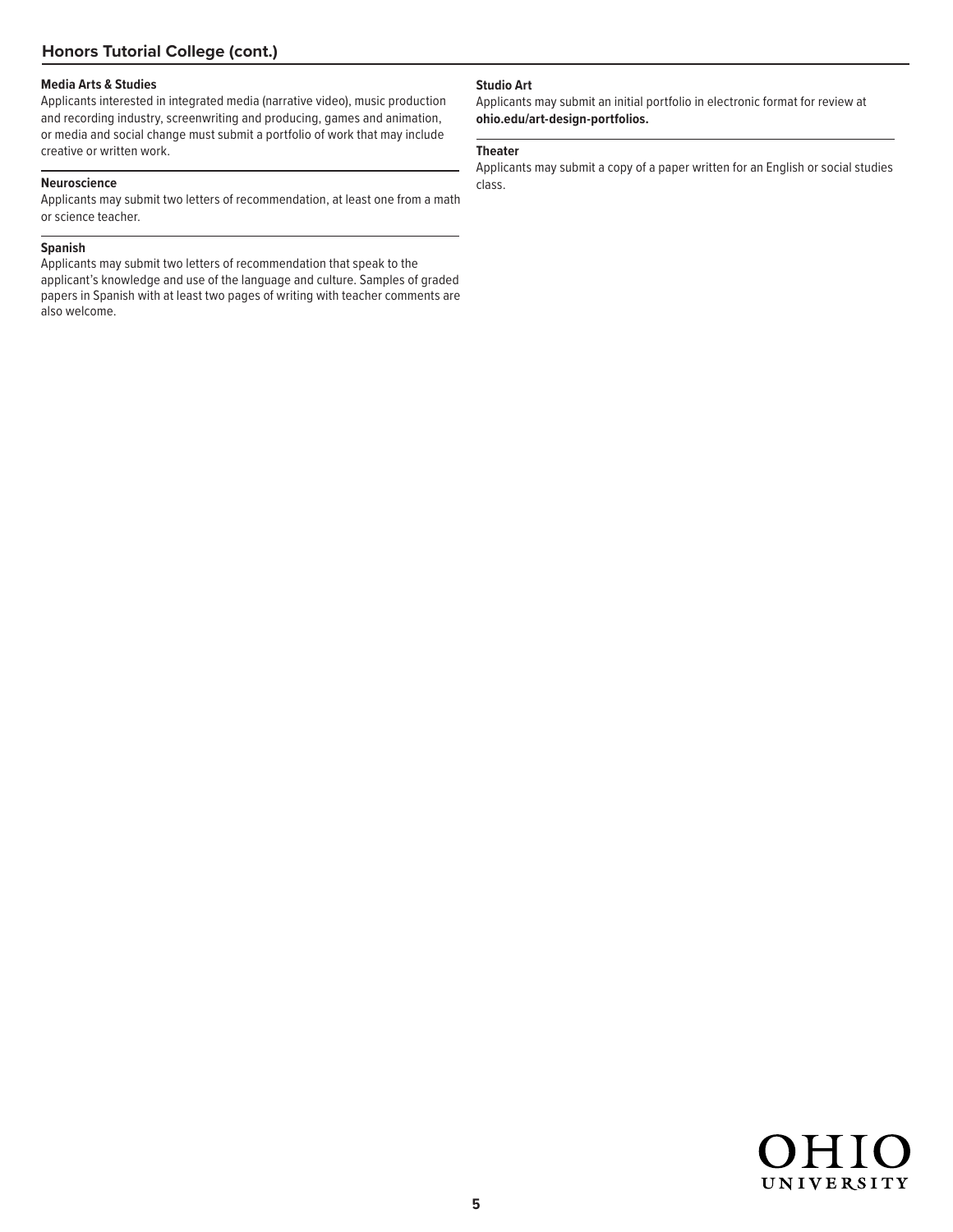## Honors Tutorial College (cont.)

**Media Arts & Studies**

Applicants interested in integrated media (narrative video), music production and recording industry, screenwriting and producing, games and animation, or media and social change must submit a portfolio of work that may include creative or written work.

**Neuroscience**

Applicants may submit two letters of recommendation, at least one from a math or science teacher.

**Spanish**

Applicants may submit two letters of recommendation that speak to the applicant's knowledge and use of the language and culture. Samples of graded papers in Spanish with at least two pages of writing with teacher comments are also welcome.

**Studio Art**

Applicants may submit an initial portfolio in electronic format for review at **ohio.edu/art-design-portfolios.**

**Theater**

Applicants may submit a copy of a paper written for an English or social studies class.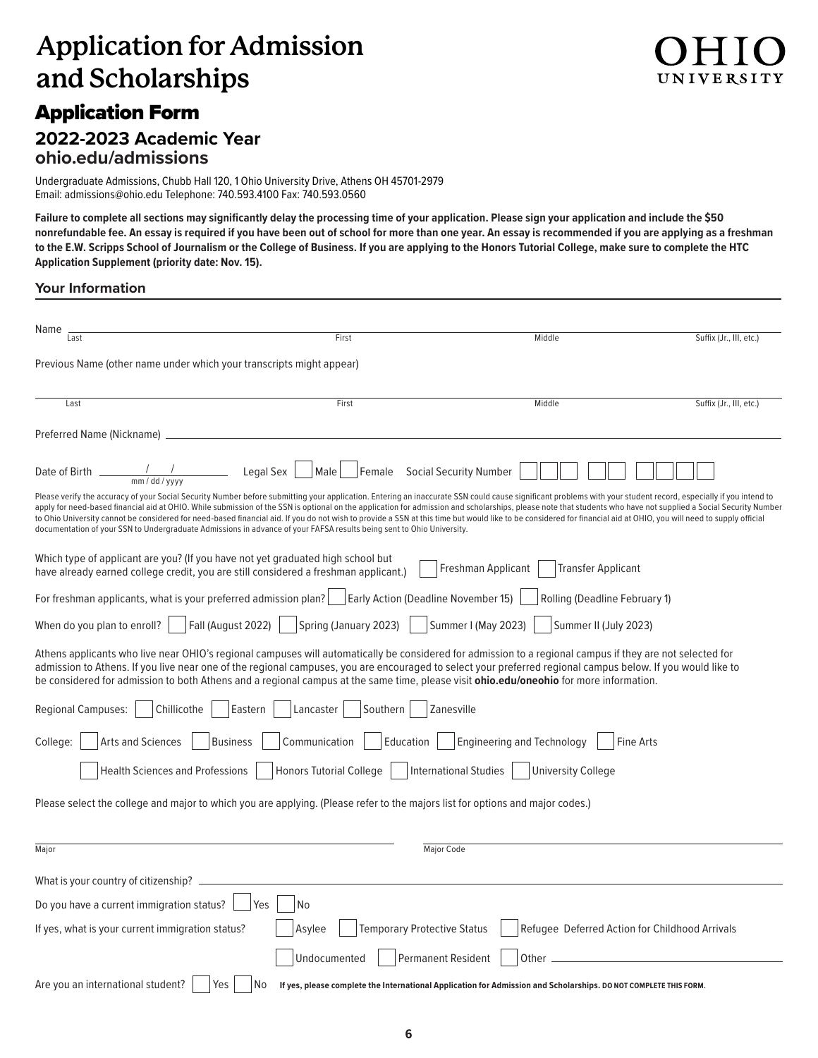# Application for Admission and Scholarships

OHIO UNIVERSITY

## Application Form

### 2022-2023 Academic Year

### ohio.edu/admissions

Undergraduate Admissions, Chubb Hall 120, 1 Ohio University Drive, Athens OH 45701-2979
Email: admissions@ohio.edu Telephone: 740.593.4100 Fax: 740.593.0560

**Failure to complete all sections may significantly delay the processing time of your application. Please sign your application and include the $50 nonrefundable fee. An essay is required if you have been out of school for more than one year. An essay is recommended if you are applying as a freshman to the E.W. Scripps School of Journalism or the College of Business. If you are applying to the Honors Tutorial College, make sure to complete the HTC Application Supplement (priority date: Nov. 15).**

### Your Information

Name ______________________________________________________________
Last | First | Middle | Suffix (Jr., III, etc.)

Previous Name (other name under which your transcripts might appear)

______________________________________________________________
Last | First | Middle | Suffix (Jr., III, etc.)

Preferred Name (Nickname) ______________________________________________________________

Date of Birth ____/____/________ (mm / dd / yyyy) Legal Sex ☐ Male ☐ Female Social Security Number ☐☐☐ ☐☐ ☐☐☐☐

Please verify the accuracy of your Social Security Number before submitting your application. Entering an inaccurate SSN could cause significant problems with your student record, especially if you intend to apply for need-based financial aid at OHIO. While submission of the SSN is optional on the application for admission and scholarships, please note that students who have not supplied a Social Security Number to Ohio University cannot be considered for need-based financial aid. If you do not wish to provide a SSN at this time but would like to be considered for financial aid at OHIO, you will need to supply official documentation of your SSN to Undergraduate Admissions in advance of your FAFSA results being sent to Ohio University.

Which type of applicant are you? (If you have not yet graduated high school but have already earned college credit, you are still considered a freshman applicant.) ☐ Freshman Applicant ☐ Transfer Applicant

For freshman applicants, what is your preferred admission plan? ☐ Early Action (Deadline November 15) ☐ Rolling (Deadline February 1)

When do you plan to enroll? ☐ Fall (August 2022) ☐ Spring (January 2023) ☐ Summer I (May 2023) ☐ Summer II (July 2023)

Athens applicants who live near OHIO's regional campuses will automatically be considered for admission to a regional campus if they are not selected for admission to Athens. If you live near one of the regional campuses, you are encouraged to select your preferred regional campus below. If you would like to be considered for admission to both Athens and a regional campus at the same time, please visit **ohio.edu/oneohio** for more information.

Regional Campuses: ☐ Chillicothe ☐ Eastern ☐ Lancaster ☐ Southern ☐ Zanesville

College: ☐ Arts and Sciences ☐ Business ☐ Communication ☐ Education ☐ Engineering and Technology ☐ Fine Arts

☐ Health Sciences and Professions ☐ Honors Tutorial College ☐ International Studies ☐ University College

Please select the college and major to which you are applying. (Please refer to the majors list for options and major codes.)

Major ______________________________ Major Code ______________________________

What is your country of citizenship? ______________________________________________________________

Do you have a current immigration status? ☐ Yes ☐ No

If yes, what is your current immigration status? ☐ Asylee ☐ Temporary Protective Status ☐ Refugee Deferred Action for Childhood Arrivals

☐ Undocumented ☐ Permanent Resident ☐ Other ______________________________

Are you an international student? ☐ Yes ☐ No **If yes, please complete the International Application for Admission and Scholarships. DO NOT COMPLETE THIS FORM.**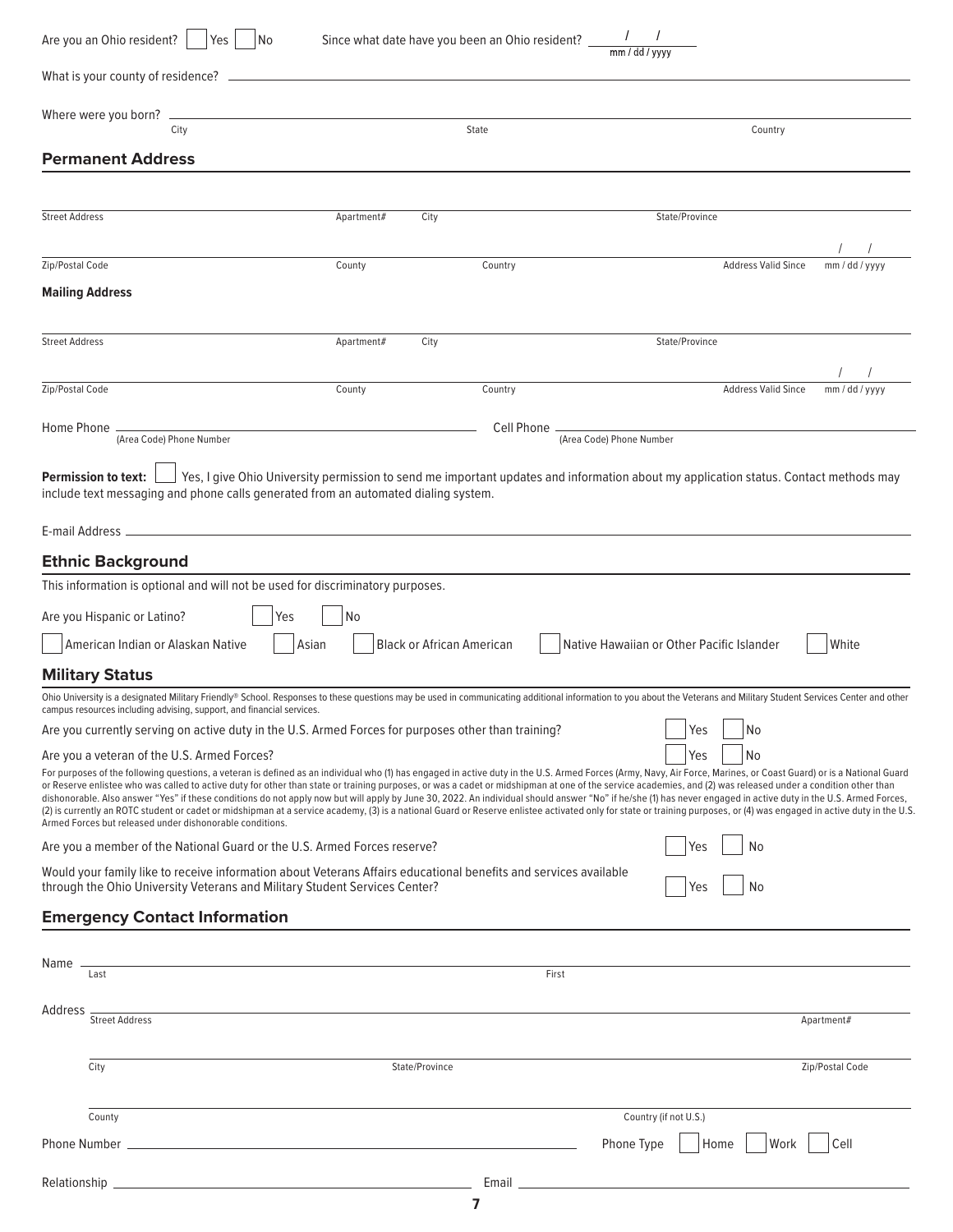Are you an Ohio resident? ☐ Yes ☐ No    Since what date have you been an Ohio resident? ____ / ____ / ____ (mm / dd / yyyy)

What is your county of residence? ______________________________

Where were you born? ______________________________
City    State    Country

## Permanent Address

______________________________
Street Address    Apartment#    City    State/Province

______________________________
Zip/Postal Code    County    Country    Address Valid Since ____ / ____ / ____ (mm / dd / yyyy)

### Mailing Address

______________________________
Street Address    Apartment#    City    State/Province

______________________________
Zip/Postal Code    County    Country    Address Valid Since ____ / ____ / ____ (mm / dd / yyyy)

Home Phone ______________________________ (Area Code) Phone Number    Cell Phone ______________________________ (Area Code) Phone Number

**Permission to text:** ☐ Yes, I give Ohio University permission to send me important updates and information about my application status. Contact methods may include text messaging and phone calls generated from an automated dialing system.

E-mail Address ______________________________

## Ethnic Background

This information is optional and will not be used for discriminatory purposes.

Are you Hispanic or Latino? ☐ Yes ☐ No

☐ American Indian or Alaskan Native ☐ Asian ☐ Black or African American ☐ Native Hawaiian or Other Pacific Islander ☐ White

## Military Status

Ohio University is a designated Military Friendly® School. Responses to these questions may be used in communicating additional information to you about the Veterans and Military Student Services Center and other campus resources including advising, support, and financial services.

Are you currently serving on active duty in the U.S. Armed Forces for purposes other than training? ☐ Yes ☐ No

Are you a veteran of the U.S. Armed Forces? ☐ Yes ☐ No

For purposes of the following questions, a veteran is defined as an individual who (1) has engaged in active duty in the U.S. Armed Forces (Army, Navy, Air Force, Marines, or Coast Guard) or is a National Guard or Reserve enlistee who was called to active duty for other than state or training purposes, or was a cadet or midshipman at one of the service academies, and (2) was released under a condition other than dishonorable. Also answer "Yes" if these conditions do not apply now but will apply by June 30, 2022. An individual should answer "No" if he/she (1) has never engaged in active duty in the U.S. Armed Forces, (2) is currently an ROTC student or cadet or midshipman at a service academy, (3) is a national Guard or Reserve enlistee activated only for state or training purposes, or (4) was engaged in active duty in the U.S. Armed Forces but released under dishonorable conditions.

Are you a member of the National Guard or the U.S. Armed Forces reserve? ☐ Yes ☐ No

Would your family like to receive information about Veterans Affairs educational benefits and services available through the Ohio University Veterans and Military Student Services Center? ☐ Yes ☐ No

## Emergency Contact Information

Name ______________________________
Last    First

Address ______________________________
Street Address    Apartment#

______________________________
City    State/Province    Zip/Postal Code

______________________________
County    Country (if not U.S.)

Phone Number ______________________________    Phone Type ☐ Home ☐ Work ☐ Cell

Relationship ______________________________    Email ______________________________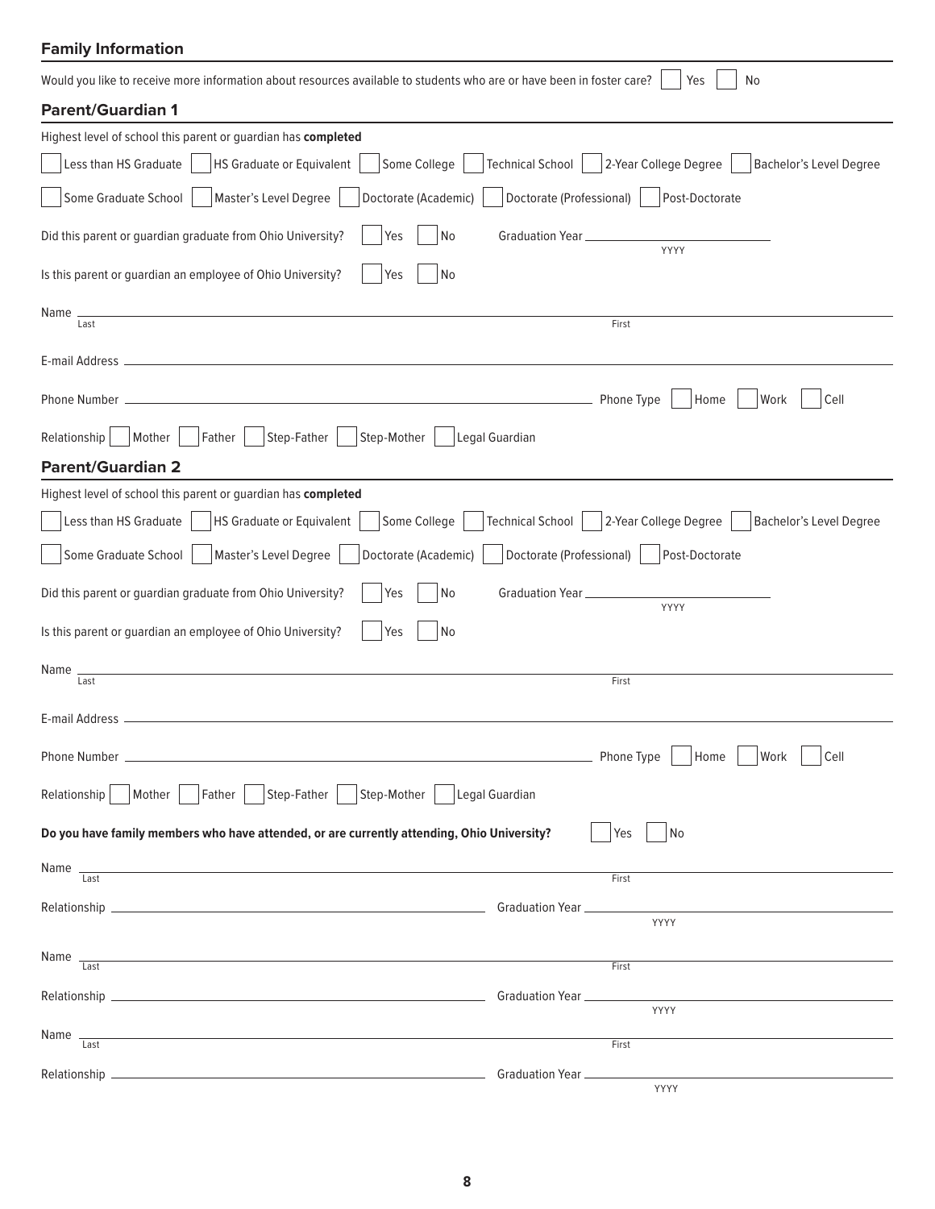## Family Information

Would you like to receive more information about resources available to students who are or have been in foster care? ☐ Yes ☐ No

### Parent/Guardian 1

Highest level of school this parent or guardian has **completed**

☐ Less than HS Graduate ☐ HS Graduate or Equivalent ☐ Some College ☐ Technical School ☐ 2-Year College Degree ☐ Bachelor's Level Degree

☐ Some Graduate School ☐ Master's Level Degree ☐ Doctorate (Academic) ☐ Doctorate (Professional) ☐ Post-Doctorate

Did this parent or guardian graduate from Ohio University? ☐ Yes ☐ No Graduation Year ______________ (YYYY)

Is this parent or guardian an employee of Ohio University? ☐ Yes ☐ No

Name ______________________________ (Last) ______________________________ (First)

E-mail Address ______________________________

Phone Number ______________________________ Phone Type ☐ Home ☐ Work ☐ Cell

Relationship ☐ Mother ☐ Father ☐ Step-Father ☐ Step-Mother ☐ Legal Guardian

### Parent/Guardian 2

Highest level of school this parent or guardian has **completed**

☐ Less than HS Graduate ☐ HS Graduate or Equivalent ☐ Some College ☐ Technical School ☐ 2-Year College Degree ☐ Bachelor's Level Degree

☐ Some Graduate School ☐ Master's Level Degree ☐ Doctorate (Academic) ☐ Doctorate (Professional) ☐ Post-Doctorate

Did this parent or guardian graduate from Ohio University? ☐ Yes ☐ No Graduation Year ______________ (YYYY)

Is this parent or guardian an employee of Ohio University? ☐ Yes ☐ No

Name ______________________________ (Last) ______________________________ (First)

E-mail Address ______________________________

Phone Number ______________________________ Phone Type ☐ Home ☐ Work ☐ Cell

Relationship ☐ Mother ☐ Father ☐ Step-Father ☐ Step-Mother ☐ Legal Guardian

**Do you have family members who have attended, or are currently attending, Ohio University?** ☐ Yes ☐ No

Name ______________________________ (Last) ______________________________ (First)

Relationship ______________________________ Graduation Year ______________ (YYYY)

Name ______________________________ (Last) ______________________________ (First)

Relationship ______________________________ Graduation Year ______________ (YYYY)

Name ______________________________ (Last) ______________________________ (First)

Relationship ______________________________ Graduation Year ______________ (YYYY)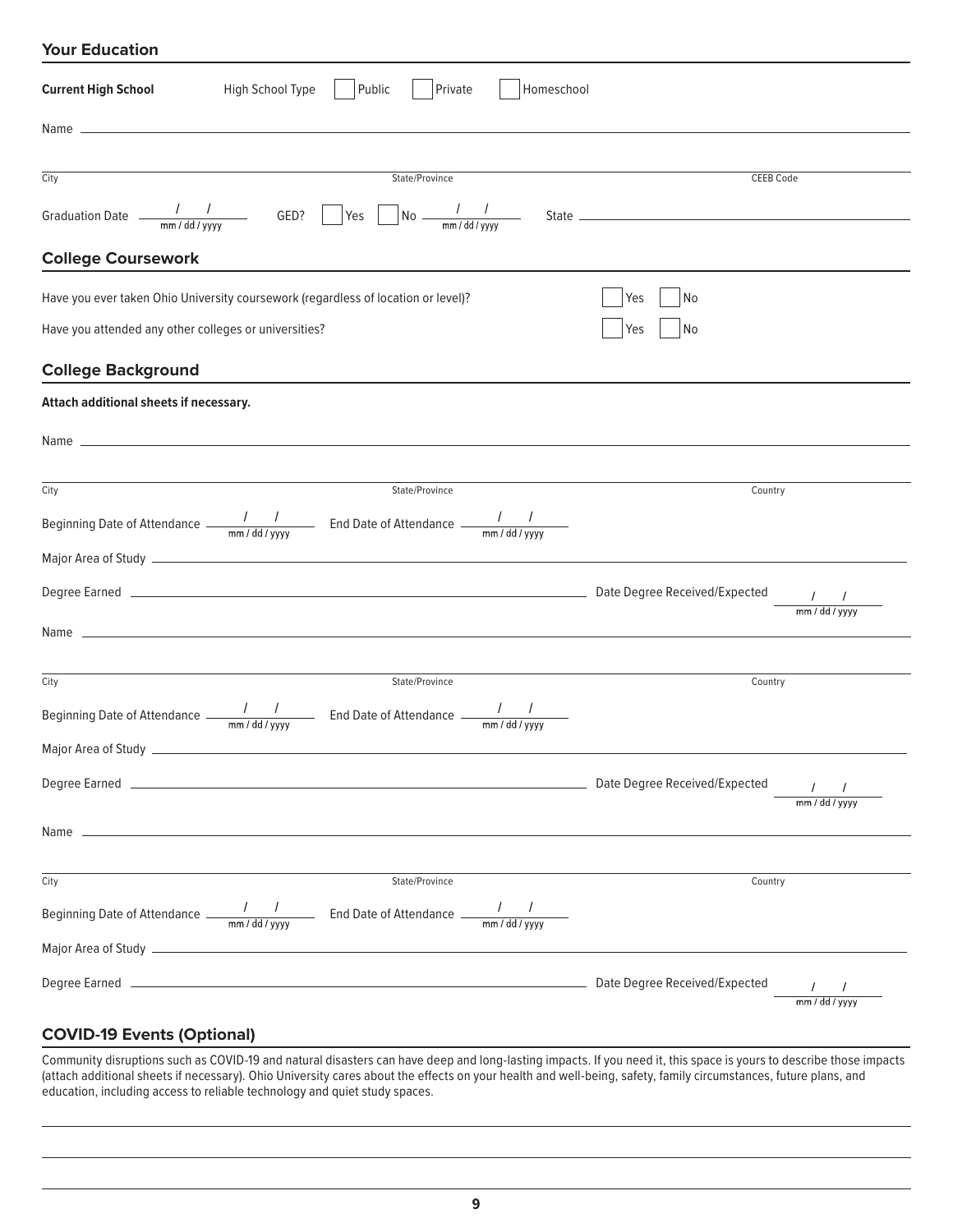## Your Education

**Current High School** High School Type ☐ Public ☐ Private ☐ Homeschool

Name ______________________________

City ______________ State/Province ______________ CEEB Code ______________

Graduation Date ___ / ___ / ___ (mm / dd / yyyy) GED? ☐ Yes ☐ No ___ / ___ / ___ (mm / dd / yyyy) State ______________

## College Coursework

Have you ever taken Ohio University coursework (regardless of location or level)? ☐ Yes ☐ No

Have you attended any other colleges or universities? ☐ Yes ☐ No

## College Background

**Attach additional sheets if necessary.**

Name ______________________________

City ______________ State/Province ______________ Country ______________

Beginning Date of Attendance ___ / ___ / ___ (mm / dd / yyyy) End Date of Attendance ___ / ___ / ___ (mm / dd / yyyy)

Major Area of Study ______________________________

Degree Earned ______________________________ Date Degree Received/Expected ___ / ___ / ___ (mm / dd / yyyy)

Name ______________________________

City ______________ State/Province ______________ Country ______________

Beginning Date of Attendance ___ / ___ / ___ (mm / dd / yyyy) End Date of Attendance ___ / ___ / ___ (mm / dd / yyyy)

Major Area of Study ______________________________

Degree Earned ______________________________ Date Degree Received/Expected ___ / ___ / ___ (mm / dd / yyyy)

Name ______________________________

City ______________ State/Province ______________ Country ______________

Beginning Date of Attendance ___ / ___ / ___ (mm / dd / yyyy) End Date of Attendance ___ / ___ / ___ (mm / dd / yyyy)

Major Area of Study ______________________________

Degree Earned ______________________________ Date Degree Received/Expected ___ / ___ / ___ (mm / dd / yyyy)

## COVID-19 Events (Optional)

Community disruptions such as COVID-19 and natural disasters can have deep and long-lasting impacts. If you need it, this space is yours to describe those impacts (attach additional sheets if necessary). Ohio University cares about the effects on your health and well-being, safety, family circumstances, future plans, and education, including access to reliable technology and quiet study spaces.

______________________________

______________________________

______________________________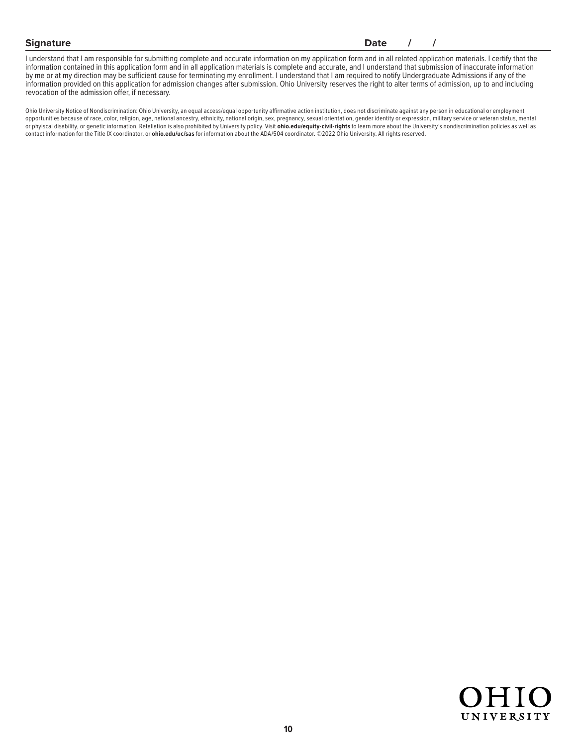**Signature** **Date / /**

I understand that I am responsible for submitting complete and accurate information on my application form and in all related application materials. I certify that the information contained in this application form and in all application materials is complete and accurate, and I understand that submission of inaccurate information by me or at my direction may be sufficient cause for terminating my enrollment. I understand that I am required to notify Undergraduate Admissions if any of the information provided on this application for admission changes after submission. Ohio University reserves the right to alter terms of admission, up to and including revocation of the admission offer, if necessary.

Ohio University Notice of Nondiscrimination: Ohio University, an equal access/equal opportunity affirmative action institution, does not discriminate against any person in educational or employment opportunities because of race, color, religion, age, national ancestry, ethnicity, national origin, sex, pregnancy, sexual orientation, gender identity or expression, military service or veteran status, mental or phyiscal disability, or genetic information. Retaliation is also prohibited by University policy. Visit **ohio.edu/equity-civil-rights** to learn more about the University's nondiscrimination policies as well as contact information for the Title IX coordinator, or **ohio.edu/uc/sas** for information about the ADA/504 coordinator. ©2022 Ohio University. All rights reserved.

OHIO UNIVERSITY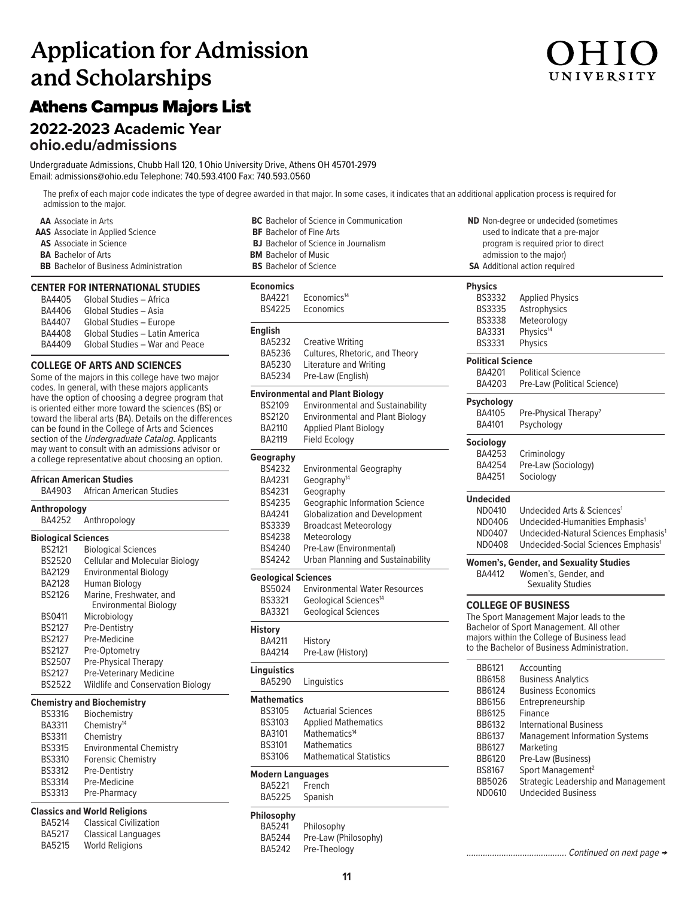# Application for Admission and Scholarships

OHIO UNIVERSITY

## Athens Campus Majors List

### 2022-2023 Academic Year
### ohio.edu/admissions

Undergraduate Admissions, Chubb Hall 120, 1 Ohio University Drive, Athens OH 45701-2979
Email: admissions@ohio.edu Telephone: 740.593.4100 Fax: 740.593.0560

The prefix of each major code indicates the type of degree awarded in that major. In some cases, it indicates that an additional application process is required for admission to the major.

- **AA** Associate in Arts
- **AAS** Associate in Applied Science
- **AS** Associate in Science
- **BA** Bachelor of Arts
- **BB** Bachelor of Business Administration
- **BC** Bachelor of Science in Communication
- **BF** Bachelor of Fine Arts
- **BJ** Bachelor of Science in Journalism
- **BM** Bachelor of Music
- **BS** Bachelor of Science
- **ND** Non-degree or undecided (sometimes used to indicate that a pre-major program is required prior to direct admission to the major)
- **SA** Additional action required

### CENTER FOR INTERNATIONAL STUDIES

| Code | Major |
|---|---|
| BA4405 | Global Studies – Africa |
| BA4406 | Global Studies – Asia |
| BA4407 | Global Studies – Europe |
| BA4408 | Global Studies – Latin America |
| BA4409 | Global Studies – War and Peace |

### COLLEGE OF ARTS AND SCIENCES

Some of the majors in this college have two major codes. In general, with these majors applicants have the option of choosing a degree program that is oriented either more toward the sciences (BS) or toward the liberal arts (BA). Details on the differences can be found in the College of Arts and Sciences section of the *Undergraduate Catalog*. Applicants may want to consult with an admissions advisor or a college representative about choosing an option.

**African American Studies**

| Code | Major |
|---|---|
| BA4903 | African American Studies |

**Anthropology**

| Code | Major |
|---|---|
| BA4252 | Anthropology |

**Biological Sciences**

| Code | Major |
|---|---|
| BS2121 | Biological Sciences |
| BS2520 | Cellular and Molecular Biology |
| BA2129 | Environmental Biology |
| BA2128 | Human Biology |
| BS2126 | Marine, Freshwater, and Environmental Biology |
| BS0411 | Microbiology |
| BS2127 | Pre-Dentistry |
| BS2127 | Pre-Medicine |
| BS2127 | Pre-Optometry |
| BS2507 | Pre-Physical Therapy |
| BS2127 | Pre-Veterinary Medicine |
| BS2522 | Wildlife and Conservation Biology |

**Chemistry and Biochemistry**

| Code | Major |
|---|---|
| BS3316 | Biochemistry |
| BA3311 | Chemistry[14] |
| BS3311 | Chemistry |
| BS3315 | Environmental Chemistry |
| BS3310 | Forensic Chemistry |
| BS3312 | Pre-Dentistry |
| BS3314 | Pre-Medicine |
| BS3313 | Pre-Pharmacy |

**Classics and World Religions**

| Code | Major |
|---|---|
| BA5214 | Classical Civilization |
| BA5217 | Classical Languages |
| BA5215 | World Religions |

**Economics**

| Code | Major |
|---|---|
| BA4221 | Economics[14] |
| BS4225 | Economics |

**English**

| Code | Major |
|---|---|
| BA5232 | Creative Writing |
| BA5236 | Cultures, Rhetoric, and Theory |
| BA5230 | Literature and Writing |
| BA5234 | Pre-Law (English) |

**Environmental and Plant Biology**

| Code | Major |
|---|---|
| BS2109 | Environmental and Sustainability |
| BS2120 | Environmental and Plant Biology |
| BA2110 | Applied Plant Biology |
| BA2119 | Field Ecology |

**Geography**

| Code | Major |
|---|---|
| BS4232 | Environmental Geography |
| BA4231 | Geography[14] |
| BS4231 | Geography |
| BS4235 | Geographic Information Science |
| BA4241 | Globalization and Development |
| BS3339 | Broadcast Meteorology |
| BS4238 | Meteorology |
| BS4240 | Pre-Law (Environmental) |
| BS4242 | Urban Planning and Sustainability |

**Geological Sciences**

| Code | Major |
|---|---|
| BS5024 | Environmental Water Resources |
| BS3321 | Geological Sciences[14] |
| BA3321 | Geological Sciences |

**History**

| Code | Major |
|---|---|
| BA4211 | History |
| BA4214 | Pre-Law (History) |

**Linguistics**

| Code | Major |
|---|---|
| BA5290 | Linguistics |

**Mathematics**

| Code | Major |
|---|---|
| BS3105 | Actuarial Sciences |
| BS3103 | Applied Mathematics |
| BA3101 | Mathematics[14] |
| BS3101 | Mathematics |
| BS3106 | Mathematical Statistics |

**Modern Languages**

| Code | Major |
|---|---|
| BA5221 | French |
| BA5225 | Spanish |

**Philosophy**

| Code | Major |
|---|---|
| BA5241 | Philosophy |
| BA5244 | Pre-Law (Philosophy) |
| BA5242 | Pre-Theology |

**Physics**

| Code | Major |
|---|---|
| BS3332 | Applied Physics |
| BS3335 | Astrophysics |
| BS3338 | Meteorology |
| BA3331 | Physics[14] |
| BS3331 | Physics |

**Political Science**

| Code | Major |
|---|---|
| BA4201 | Political Science |
| BA4203 | Pre-Law (Political Science) |

**Psychology**

| Code | Major |
|---|---|
| BA4105 | Pre-Physical Therapy[7] |
| BA4101 | Psychology |

**Sociology**

| Code | Major |
|---|---|
| BA4253 | Criminology |
| BA4254 | Pre-Law (Sociology) |
| BA4251 | Sociology |

**Undecided**

| Code | Major |
|---|---|
| ND0410 | Undecided Arts & Sciences[1] |
| ND0406 | Undecided-Humanities Emphasis[1] |
| ND0407 | Undecided-Natural Sciences Emphasis[1] |
| ND0408 | Undecided-Social Sciences Emphasis[1] |

**Women's, Gender, and Sexuality Studies**

| Code | Major |
|---|---|
| BA4412 | Women's, Gender, and Sexuality Studies |

### COLLEGE OF BUSINESS

The Sport Management Major leads to the Bachelor of Sport Management. All other majors within the College of Business lead to the Bachelor of Business Administration.

| Code | Major |
|---|---|
| BB6121 | Accounting |
| BB6158 | Business Analytics |
| BB6124 | Business Economics |
| BB6156 | Entrepreneurship |
| BB6125 | Finance |
| BB6132 | International Business |
| BB6137 | Management Information Systems |
| BB6127 | Marketing |
| BB6120 | Pre-Law (Business) |
| BS8167 | Sport Management[2] |
| BB5026 | Strategic Leadership and Management |
| ND0610 | Undecided Business |

*Continued on next page →*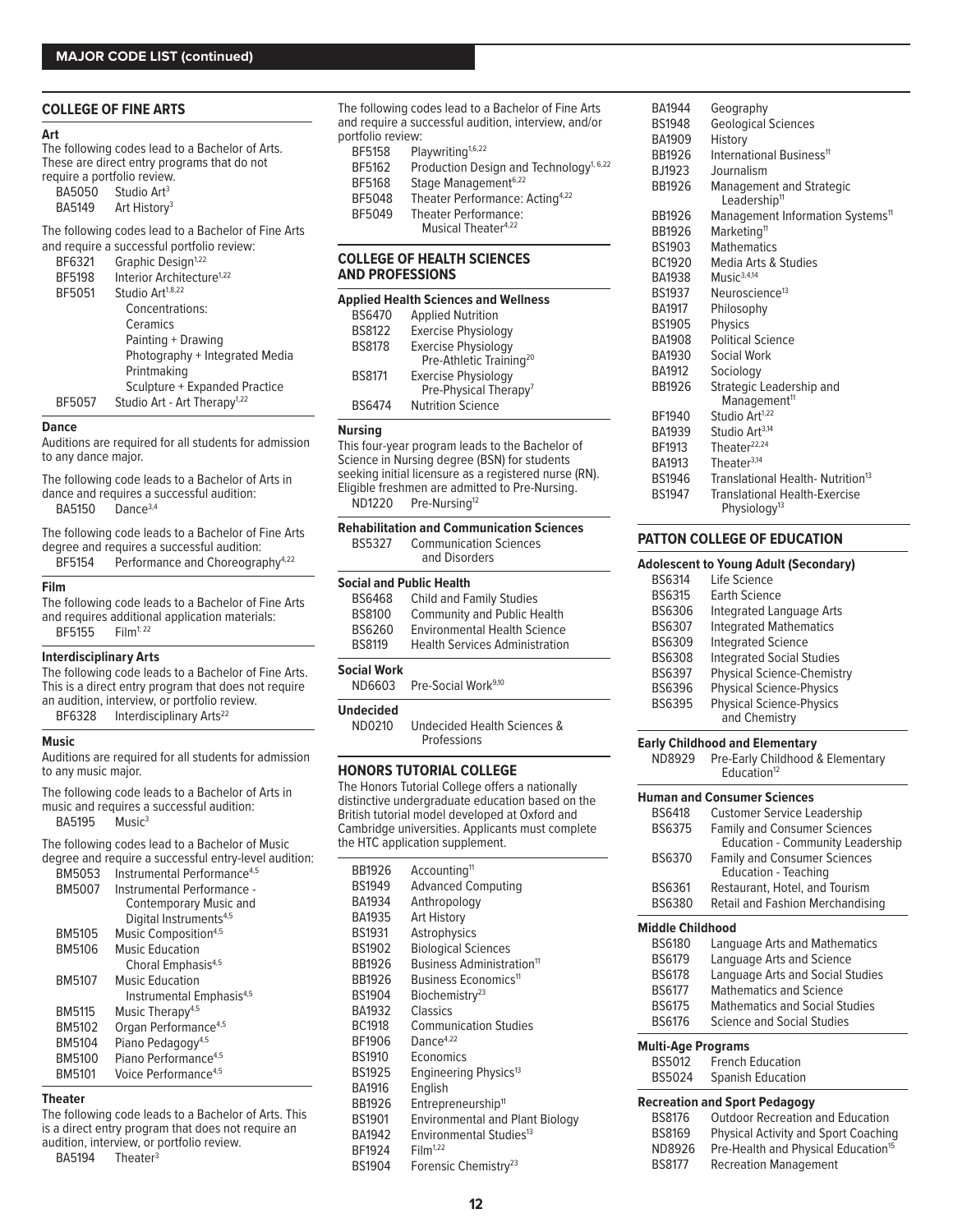**MAJOR CODE LIST (continued)**

## COLLEGE OF FINE ARTS

### Art

The following codes lead to a Bachelor of Arts. These are direct entry programs that do not require a portfolio review.

| Code | Major |
|---|---|
| BA5050 | Studio Art[3] |
| BA5149 | Art History[3] |

The following codes lead to a Bachelor of Fine Arts and require a successful portfolio review:

| Code | Major |
|---|---|
| BF6321 | Graphic Design[1,22] |
| BF5198 | Interior Architecture[1,22] |
| BF5051 | Studio Art[1,8,22] |
| | Concentrations: |
| | Ceramics |
| | Painting + Drawing |
| | Photography + Integrated Media |
| | Printmaking |
| | Sculpture + Expanded Practice |
| BF5057 | Studio Art - Art Therapy[1,22] |

### Dance

Auditions are required for all students for admission to any dance major.

The following code leads to a Bachelor of Arts in dance and requires a successful audition:

| Code | Major |
|---|---|
| BA5150 | Dance[3,4] |

The following code leads to a Bachelor of Fine Arts degree and requires a successful audition:

| Code | Major |
|---|---|
| BF5154 | Performance and Choreography[4,22] |

### Film

The following code leads to a Bachelor of Fine Arts and requires additional application materials:

| Code | Major |
|---|---|
| BF5155 | Film[1, 22] |

### Interdisciplinary Arts

The following code leads to a Bachelor of Fine Arts. This is a direct entry program that does not require an audition, interview, or portfolio review.

| Code | Major |
|---|---|
| BF6328 | Interdisciplinary Arts[22] |

### Music

Auditions are required for all students for admission to any music major.

The following code leads to a Bachelor of Arts in music and requires a successful audition:

| Code | Major |
|---|---|
| BA5195 | Music[3] |

The following codes lead to a Bachelor of Music degree and require a successful entry-level audition:

| Code | Major |
|---|---|
| BM5053 | Instrumental Performance[4,5] |
| BM5007 | Instrumental Performance - Contemporary Music and Digital Instruments[4,5] |
| BM5105 | Music Composition[4,5] |
| BM5106 | Music Education Choral Emphasis[4,5] |
| BM5107 | Music Education Instrumental Emphasis[4,5] |
| BM5115 | Music Therapy[4,5] |
| BM5102 | Organ Performance[4,5] |
| BM5104 | Piano Pedagogy[4,5] |
| BM5100 | Piano Performance[4,5] |
| BM5101 | Voice Performance[4,5] |

### Theater

The following code leads to a Bachelor of Arts. This is a direct entry program that does not require an audition, interview, or portfolio review.

| Code | Major |
|---|---|
| BA5194 | Theater[3] |

The following codes lead to a Bachelor of Fine Arts and require a successful audition, interview, and/or portfolio review:

| Code | Major |
|---|---|
| BF5158 | Playwriting[1,6,22] |
| BF5162 | Production Design and Technology[1, 6,22] |
| BF5168 | Stage Management[6,22] |
| BF5048 | Theater Performance: Acting[4,22] |
| BF5049 | Theater Performance: Musical Theater[4,22] |

## COLLEGE OF HEALTH SCIENCES AND PROFESSIONS

### Applied Health Sciences and Wellness

| Code | Major |
|---|---|
| BS6470 | Applied Nutrition |
| BS8122 | Exercise Physiology |
| BS8178 | Exercise Physiology Pre-Athletic Training[20] |
| BS8171 | Exercise Physiology Pre-Physical Therapy[7] |
| BS6474 | Nutrition Science |

### Nursing

This four-year program leads to the Bachelor of Science in Nursing degree (BSN) for students seeking initial licensure as a registered nurse (RN). Eligible freshmen are admitted to Pre-Nursing.

| Code | Major |
|---|---|
| ND1220 | Pre-Nursing[12] |

### Rehabilitation and Communication Sciences

| Code | Major |
|---|---|
| BS5327 | Communication Sciences and Disorders |

### Social and Public Health

| Code | Major |
|---|---|
| BS6468 | Child and Family Studies |
| BS8100 | Community and Public Health |
| BS6260 | Environmental Health Science |
| BS8119 | Health Services Administration |

### Social Work

| Code | Major |
|---|---|
| ND6603 | Pre-Social Work[9,10] |

### Undecided

| Code | Major |
|---|---|
| ND0210 | Undecided Health Sciences & Professions |

## HONORS TUTORIAL COLLEGE

The Honors Tutorial College offers a nationally distinctive undergraduate education based on the British tutorial model developed at Oxford and Cambridge universities. Applicants must complete the HTC application supplement.

| Code | Major |
|---|---|
| BB1926 | Accounting[11] |
| BS1949 | Advanced Computing |
| BA1934 | Anthropology |
| BA1935 | Art History |
| BS1931 | Astrophysics |
| BS1902 | Biological Sciences |
| BB1926 | Business Administration[11] |
| BB1926 | Business Economics[11] |
| BS1904 | Biochemistry[23] |
| BA1932 | Classics |
| BC1918 | Communication Studies |
| BF1906 | Dance[4,22] |
| BS1910 | Economics |
| BS1925 | Engineering Physics[13] |
| BA1916 | English |
| BB1926 | Entrepreneurship[11] |
| BS1901 | Environmental and Plant Biology |
| BA1942 | Environmental Studies[13] |
| BF1924 | Film[1,22] |
| BS1904 | Forensic Chemistry[23] |
| BA1944 | Geography |
| BS1948 | Geological Sciences |
| BA1909 | History |
| BB1926 | International Business[11] |
| BJ1923 | Journalism |
| BB1926 | Management and Strategic Leadership[11] |
| BB1926 | Management Information Systems[11] |
| BB1926 | Marketing[11] |
| BS1903 | Mathematics |
| BC1920 | Media Arts & Studies |
| BA1938 | Music[3,4,14] |
| BS1937 | Neuroscience[13] |
| BA1917 | Philosophy |
| BS1905 | Physics |
| BA1908 | Political Science |
| BA1930 | Social Work |
| BA1912 | Sociology |
| BB1926 | Strategic Leadership and Management[11] |
| BF1940 | Studio Art[1,22] |
| BA1939 | Studio Art[3,14] |
| BF1913 | Theater[22,24] |
| BA1913 | Theater[3,14] |
| BS1946 | Translational Health- Nutrition[13] |
| BS1947 | Translational Health-Exercise Physiology[13] |

## PATTON COLLEGE OF EDUCATION

### Adolescent to Young Adult (Secondary)

| Code | Major |
|---|---|
| BS6314 | Life Science |
| BS6315 | Earth Science |
| BS6306 | Integrated Language Arts |
| BS6307 | Integrated Mathematics |
| BS6309 | Integrated Science |
| BS6308 | Integrated Social Studies |
| BS6397 | Physical Science-Chemistry |
| BS6396 | Physical Science-Physics |
| BS6395 | Physical Science-Physics and Chemistry |

### Early Childhood and Elementary

| Code | Major |
|---|---|
| ND8929 | Pre-Early Childhood & Elementary Education[12] |

### Human and Consumer Sciences

| Code | Major |
|---|---|
| BS6418 | Customer Service Leadership |
| BS6375 | Family and Consumer Sciences Education - Community Leadership |
| BS6370 | Family and Consumer Sciences Education - Teaching |
| BS6361 | Restaurant, Hotel, and Tourism |
| BS6380 | Retail and Fashion Merchandising |

### Middle Childhood

| Code | Major |
|---|---|
| BS6180 | Language Arts and Mathematics |
| BS6179 | Language Arts and Science |
| BS6178 | Language Arts and Social Studies |
| BS6177 | Mathematics and Science |
| BS6175 | Mathematics and Social Studies |
| BS6176 | Science and Social Studies |

### Multi-Age Programs

| Code | Major |
|---|---|
| BS5012 | French Education |
| BS5024 | Spanish Education |

### Recreation and Sport Pedagogy

| Code | Major |
|---|---|
| BS8176 | Outdoor Recreation and Education |
| BS8169 | Physical Activity and Sport Coaching |
| ND8926 | Pre-Health and Physical Education[15] |
| BS8177 | Recreation Management |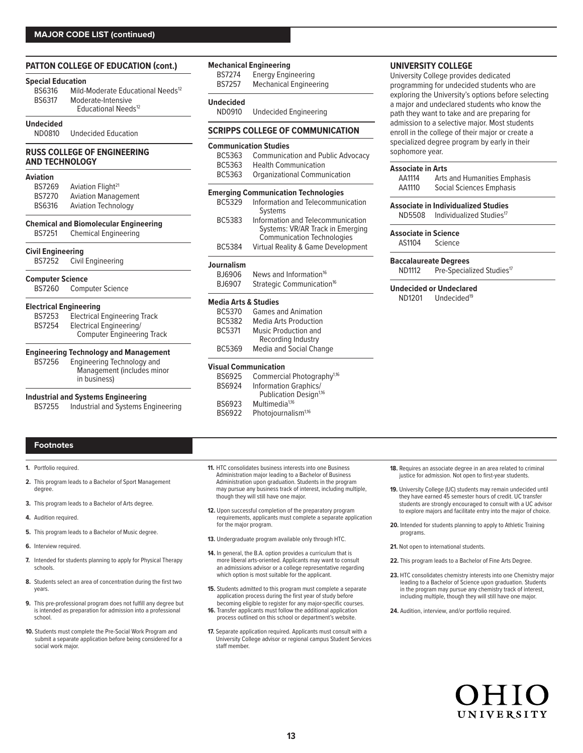## MAJOR CODE LIST (continued)

### PATTON COLLEGE OF EDUCATION (cont.)

**Special Education**

| | |
|---|---|
| BS6316 | Mild-Moderate Educational Needs[12] |
| BS6317 | Moderate-Intensive Educational Needs[12] |

**Undecided**

| | |
|---|---|
| ND0810 | Undecided Education |

### RUSS COLLEGE OF ENGINEERING AND TECHNOLOGY

**Aviation**

| | |
|---|---|
| BS7269 | Aviation Flight[21] |
| BS7270 | Aviation Management |
| BS6316 | Aviation Technology |

**Chemical and Biomolecular Engineering**

| | |
|---|---|
| BS7251 | Chemical Engineering |

**Civil Engineering**

| | |
|---|---|
| BS7252 | Civil Engineering |

**Computer Science**

| | |
|---|---|
| BS7260 | Computer Science |

**Electrical Engineering**

| | |
|---|---|
| BS7253 | Electrical Engineering Track |
| BS7254 | Electrical Engineering/ Computer Engineering Track |

**Engineering Technology and Management**

| | |
|---|---|
| BS7256 | Engineering Technology and Management (includes minor in business) |

**Industrial and Systems Engineering**

| | |
|---|---|
| BS7255 | Industrial and Systems Engineering |

**Mechanical Engineering**

| | |
|---|---|
| BS7274 | Energy Engineering |
| BS7257 | Mechanical Engineering |

**Undecided**

| | |
|---|---|
| ND0910 | Undecided Engineering |

### SCRIPPS COLLEGE OF COMMUNICATION

**Communication Studies**

| | |
|---|---|
| BC5363 | Communication and Public Advocacy |
| BC5363 | Health Communication |
| BC5363 | Organizational Communication |

**Emerging Communication Technologies**

| | |
|---|---|
| BC5329 | Information and Telecommunication Systems |
| BC5383 | Information and Telecommunication Systems: VR/AR Track in Emerging Communication Technologies |
| BC5384 | Virtual Reality & Game Development |

**Journalism**

| | |
|---|---|
| BJ6906 | News and Information[16] |
| BJ6907 | Strategic Communication[16] |

**Media Arts & Studies**

| | |
|---|---|
| BC5370 | Games and Animation |
| BC5382 | Media Arts Production |
| BC5371 | Music Production and Recording Industry |
| BC5369 | Media and Social Change |

**Visual Communication**

| | |
|---|---|
| BS6925 | Commercial Photography[1,16] |
| BS6924 | Information Graphics/ Publication Design[1,16] |
| BS6923 | Multimedia[1,16] |
| BS6922 | Photojournalism[1,16] |

### UNIVERSITY COLLEGE

University College provides dedicated programming for undecided students who are exploring the University's options before selecting a major and undeclared students who know the path they want to take and are preparing for admission to a selective major. Most students enroll in the college of their major or create a specialized degree program by early in their sophomore year.

**Associate in Arts**

| | |
|---|---|
| AA1114 | Arts and Humanities Emphasis |
| AA1110 | Social Sciences Emphasis |

**Associate in Individualized Studies**

| | |
|---|---|
| ND5508 | Individualized Studies[17] |

**Associate in Science**

| | |
|---|---|
| AS1104 | Science |

**Baccalaureate Degrees**

| | |
|---|---|
| ND1112 | Pre-Specialized Studies[17] |

**Undecided or Undeclared**

| | |
|---|---|
| ND1201 | Undecided[19] |

## Footnotes

1. Portfolio required.
2. This program leads to a Bachelor of Sport Management degree.
3. This program leads to a Bachelor of Arts degree.
4. Audition required.
5. This program leads to a Bachelor of Music degree.
6. Interview required.
7. Intended for students planning to apply for Physical Therapy schools.
8. Students select an area of concentration during the first two years.
9. This pre-professional program does not fulfill any degree but is intended as preparation for admission into a professional school.
10. Students must complete the Pre-Social Work Program and submit a separate application before being considered for a social work major.
11. HTC consolidates business interests into one Business Administration major leading to a Bachelor of Business Administration upon graduation. Students in the program may pursue any business track of interest, including multiple, though they will still have one major.
12. Upon successful completion of the preparatory program requirements, applicants must complete a separate application for the major program.
13. Undergraduate program available only through HTC.
14. In general, the B.A. option provides a curriculum that is more liberal arts-oriented. Applicants may want to consult an admissions advisor or a college representative regarding which option is most suitable for the applicant.
15. Students admitted to this program must complete a separate application process during the first year of study before becoming eligible to register for any major-specific courses.
16. Transfer applicants must follow the additional application process outlined on this school or department's website.
17. Separate application required. Applicants must consult with a University College advisor or regional campus Student Services staff member.
18. Requires an associate degree in an area related to criminal justice for admission. Not open to first-year students.
19. University College (UC) students may remain undecided until they have earned 45 semester hours of credit. UC transfer students are strongly encouraged to consult with a UC advisor to explore majors and facilitate entry into the major of choice.
20. Intended for students planning to apply to Athletic Training programs.
21. Not open to international students.
22. This program leads to a Bachelor of Fine Arts Degree.
23. HTC consolidates chemistry interests into one Chemistry major leading to a Bachelor of Science upon graduation. Students in the program may pursue any chemistry track of interest, including multiple, though they will still have one major.
24. Audition, interview, and/or portfolio required.

OHIO UNIVERSITY